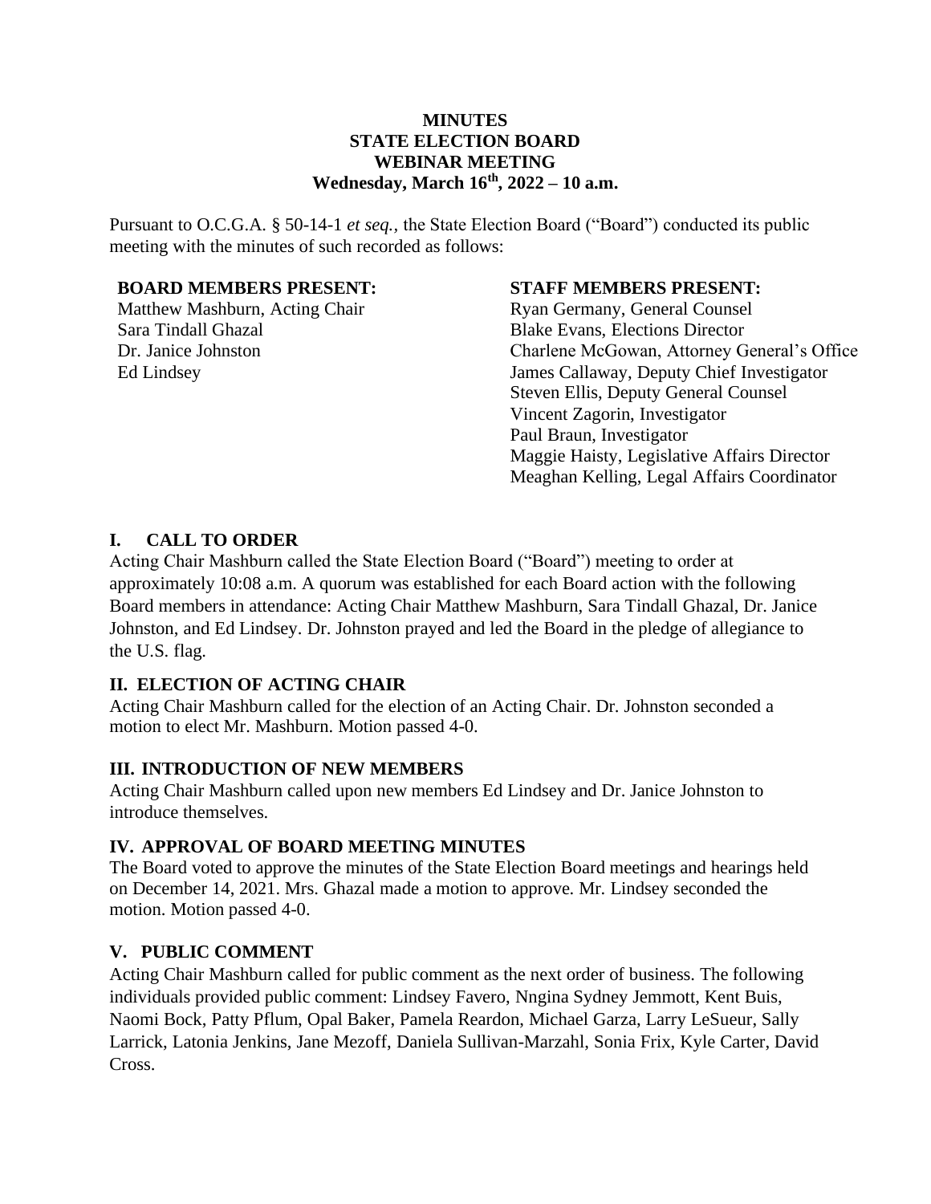# MINUTES
# STATE ELECTION BOARD
# WEBINAR MEETING
## Wednesday, March 16th, 2022 – 10 a.m.

Pursuant to O.C.G.A. § 50-14-1 *et seq.,* the State Election Board ("Board") conducted its public meeting with the minutes of such recorded as follows:

**BOARD MEMBERS PRESENT:**

Matthew Mashburn, Acting Chair
Sara Tindall Ghazal
Dr. Janice Johnston
Ed Lindsey

**STAFF MEMBERS PRESENT:**

Ryan Germany, General Counsel
Blake Evans, Elections Director
Charlene McGowan, Attorney General's Office
James Callaway, Deputy Chief Investigator
Steven Ellis, Deputy General Counsel
Vincent Zagorin, Investigator
Paul Braun, Investigator
Maggie Haisty, Legislative Affairs Director
Meaghan Kelling, Legal Affairs Coordinator

## I. CALL TO ORDER

Acting Chair Mashburn called the State Election Board ("Board") meeting to order at approximately 10:08 a.m. A quorum was established for each Board action with the following Board members in attendance: Acting Chair Matthew Mashburn, Sara Tindall Ghazal, Dr. Janice Johnston, and Ed Lindsey. Dr. Johnston prayed and led the Board in the pledge of allegiance to the U.S. flag.

## II. ELECTION OF ACTING CHAIR

Acting Chair Mashburn called for the election of an Acting Chair. Dr. Johnston seconded a motion to elect Mr. Mashburn. Motion passed 4-0.

## III. INTRODUCTION OF NEW MEMBERS

Acting Chair Mashburn called upon new members Ed Lindsey and Dr. Janice Johnston to introduce themselves.

## IV. APPROVAL OF BOARD MEETING MINUTES

The Board voted to approve the minutes of the State Election Board meetings and hearings held on December 14, 2021. Mrs. Ghazal made a motion to approve. Mr. Lindsey seconded the motion. Motion passed 4-0.

## V. PUBLIC COMMENT

Acting Chair Mashburn called for public comment as the next order of business. The following individuals provided public comment: Lindsey Favero, Nngina Sydney Jemmott, Kent Buis, Naomi Bock, Patty Pflum, Opal Baker, Pamela Reardon, Michael Garza, Larry LeSueur, Sally Larrick, Latonia Jenkins, Jane Mezoff, Daniela Sullivan-Marzahl, Sonia Frix, Kyle Carter, David Cross.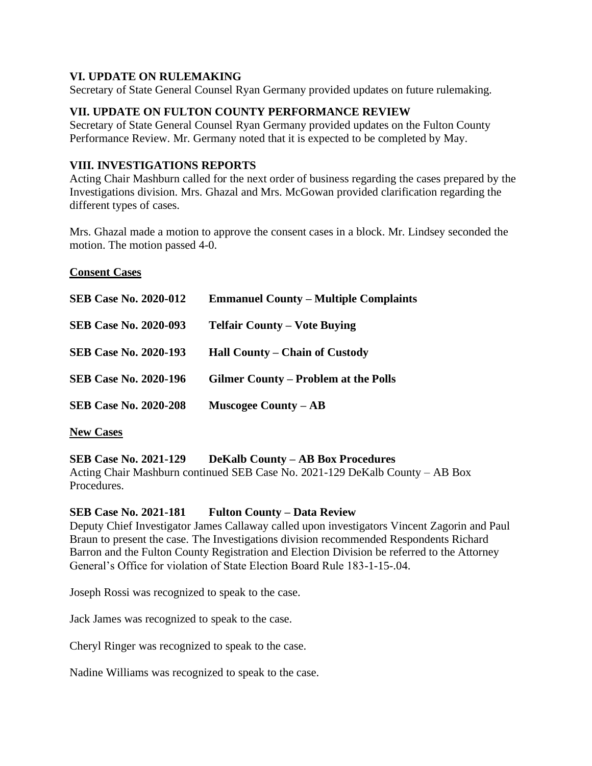## VI. UPDATE ON RULEMAKING

Secretary of State General Counsel Ryan Germany provided updates on future rulemaking.

## VII. UPDATE ON FULTON COUNTY PERFORMANCE REVIEW

Secretary of State General Counsel Ryan Germany provided updates on the Fulton County Performance Review. Mr. Germany noted that it is expected to be completed by May.

## VIII. INVESTIGATIONS REPORTS

Acting Chair Mashburn called for the next order of business regarding the cases prepared by the Investigations division. Mrs. Ghazal and Mrs. McGowan provided clarification regarding the different types of cases.

Mrs. Ghazal made a motion to approve the consent cases in a block. Mr. Lindsey seconded the motion. The motion passed 4-0.

**Consent Cases**

**SEB Case No. 2020-012** **Emmanuel County – Multiple Complaints**

**SEB Case No. 2020-093** **Telfair County – Vote Buying**

**SEB Case No. 2020-193** **Hall County – Chain of Custody**

**SEB Case No. 2020-196** **Gilmer County – Problem at the Polls**

**SEB Case No. 2020-208** **Muscogee County – AB**

**New Cases**

**SEB Case No. 2021-129 DeKalb County – AB Box Procedures**

Acting Chair Mashburn continued SEB Case No. 2021-129 DeKalb County – AB Box Procedures.

**SEB Case No. 2021-181 Fulton County – Data Review**

Deputy Chief Investigator James Callaway called upon investigators Vincent Zagorin and Paul Braun to present the case. The Investigations division recommended Respondents Richard Barron and the Fulton County Registration and Election Division be referred to the Attorney General's Office for violation of State Election Board Rule 183-1-15-.04.

Joseph Rossi was recognized to speak to the case.

Jack James was recognized to speak to the case.

Cheryl Ringer was recognized to speak to the case.

Nadine Williams was recognized to speak to the case.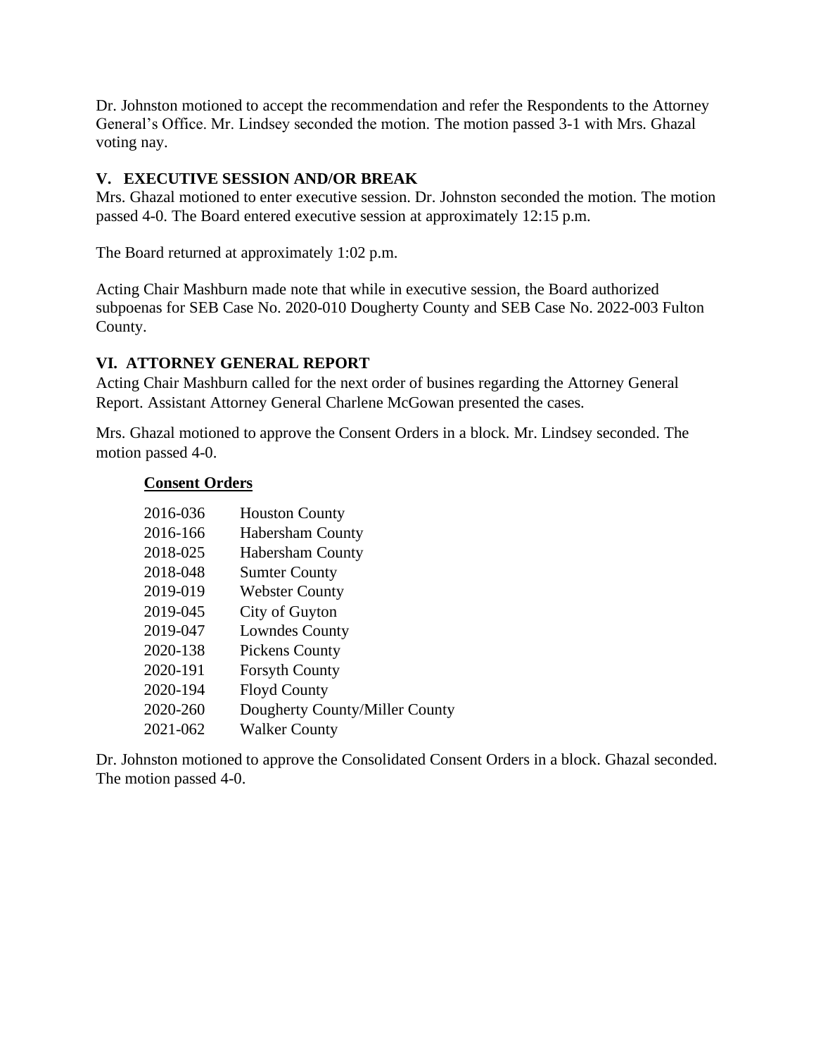Dr. Johnston motioned to accept the recommendation and refer the Respondents to the Attorney General's Office. Mr. Lindsey seconded the motion. The motion passed 3-1 with Mrs. Ghazal voting nay.

## V. EXECUTIVE SESSION AND/OR BREAK

Mrs. Ghazal motioned to enter executive session. Dr. Johnston seconded the motion. The motion passed 4-0. The Board entered executive session at approximately 12:15 p.m.

The Board returned at approximately 1:02 p.m.

Acting Chair Mashburn made note that while in executive session, the Board authorized subpoenas for SEB Case No. 2020-010 Dougherty County and SEB Case No. 2022-003 Fulton County.

## VI. ATTORNEY GENERAL REPORT

Acting Chair Mashburn called for the next order of busines regarding the Attorney General Report. Assistant Attorney General Charlene McGowan presented the cases.

Mrs. Ghazal motioned to approve the Consent Orders in a block. Mr. Lindsey seconded. The motion passed 4-0.

**Consent Orders**

| | |
|---|---|
| 2016-036 | Houston County |
| 2016-166 | Habersham County |
| 2018-025 | Habersham County |
| 2018-048 | Sumter County |
| 2019-019 | Webster County |
| 2019-045 | City of Guyton |
| 2019-047 | Lowndes County |
| 2020-138 | Pickens County |
| 2020-191 | Forsyth County |
| 2020-194 | Floyd County |
| 2020-260 | Dougherty County/Miller County |
| 2021-062 | Walker County |

Dr. Johnston motioned to approve the Consolidated Consent Orders in a block. Ghazal seconded. The motion passed 4-0.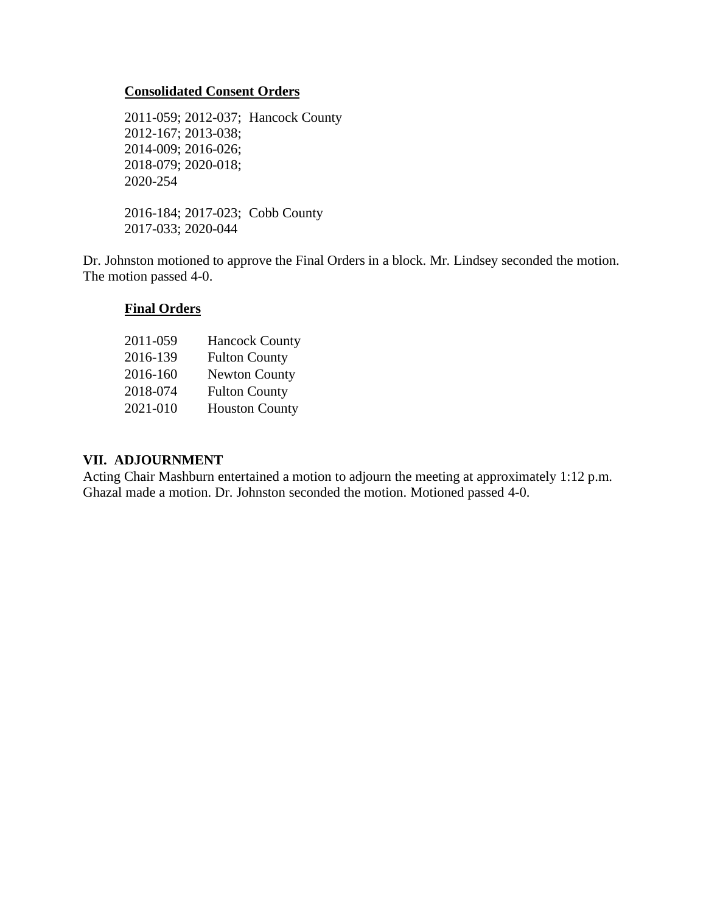**Consolidated Consent Orders**

2011-059; 2012-037; Hancock County
2012-167; 2013-038;
2014-009; 2016-026;
2018-079; 2020-018;
2020-254

2016-184; 2017-023; Cobb County
2017-033; 2020-044

Dr. Johnston motioned to approve the Final Orders in a block. Mr. Lindsey seconded the motion. The motion passed 4-0.

**Final Orders**

| | |
|---|---|
| 2011-059 | Hancock County |
| 2016-139 | Fulton County |
| 2016-160 | Newton County |
| 2018-074 | Fulton County |
| 2021-010 | Houston County |

## VII. ADJOURNMENT

Acting Chair Mashburn entertained a motion to adjourn the meeting at approximately 1:12 p.m. Ghazal made a motion. Dr. Johnston seconded the motion. Motioned passed 4-0.